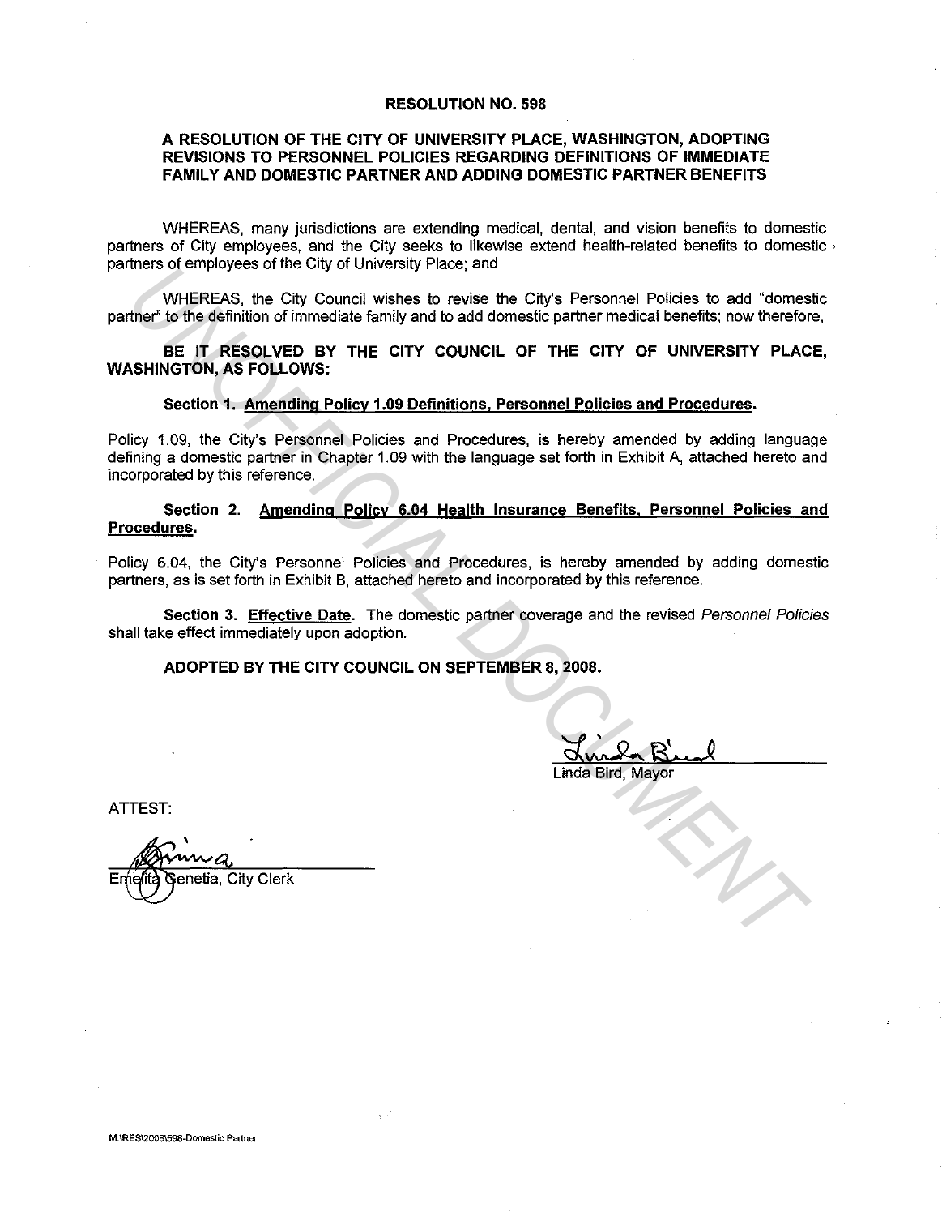# RESOLUTION NO. 598

## A RESOLUTION OF THE CITY OF UNIVERSITY PLACE, WASHINGTON, ADOPTING REVISIONS TO PERSONNEL POLICIES REGARDING DEFINITIONS OF IMMEDIATE FAMILY AND DOMESTIC PARTNER AND ADDING DOMESTIC PARTNER BENEFITS

WHEREAS, many jurisdictions are extending medical, dental, and vision benefits to domestic partners of City employees, and the City seeks to likewise extend health-related benefits to domestic partners of employees of the City of University Place; and

WHEREAS, the City Council wishes to revise the City's Personnel Policies to add "domestic partner" to the definition of immediate family and to add domestic partner medical benefits; now therefore,

**BE IT RESOLVED BY THE CITY COUNCIL OF THE CITY OF UNIVERSITY PLACE, WASHINGTON, AS FOLLOWS:**

**Section 1. Amending Policy 1.09 Definitions, Personnel Policies and Procedures.**

Policy 1.09, the City's Personnel Policies and Procedures, is hereby amended by adding language defining a domestic partner in Chapter 1.09 with the language set forth in Exhibit A, attached hereto and incorporated by this reference.

**Section 2. Amending Policy 6.04 Health Insurance Benefits, Personnel Policies and Procedures.**

Policy 6.04, the City's Personnel Policies and Procedures, is hereby amended by adding domestic partners, as is set forth in Exhibit B, attached hereto and incorporated by this reference.

**Section 3. Effective Date.** The domestic partner coverage and the revised *Personnel Policies* shall take effect immediately upon adoption.

**ADOPTED BY THE CITY COUNCIL ON SEPTEMBER 8, 2008.**

Linda Bird, Mayor

ATTEST:

Emelita Genetia, City Clerk

M:\RES\2008\598-Domestic Partner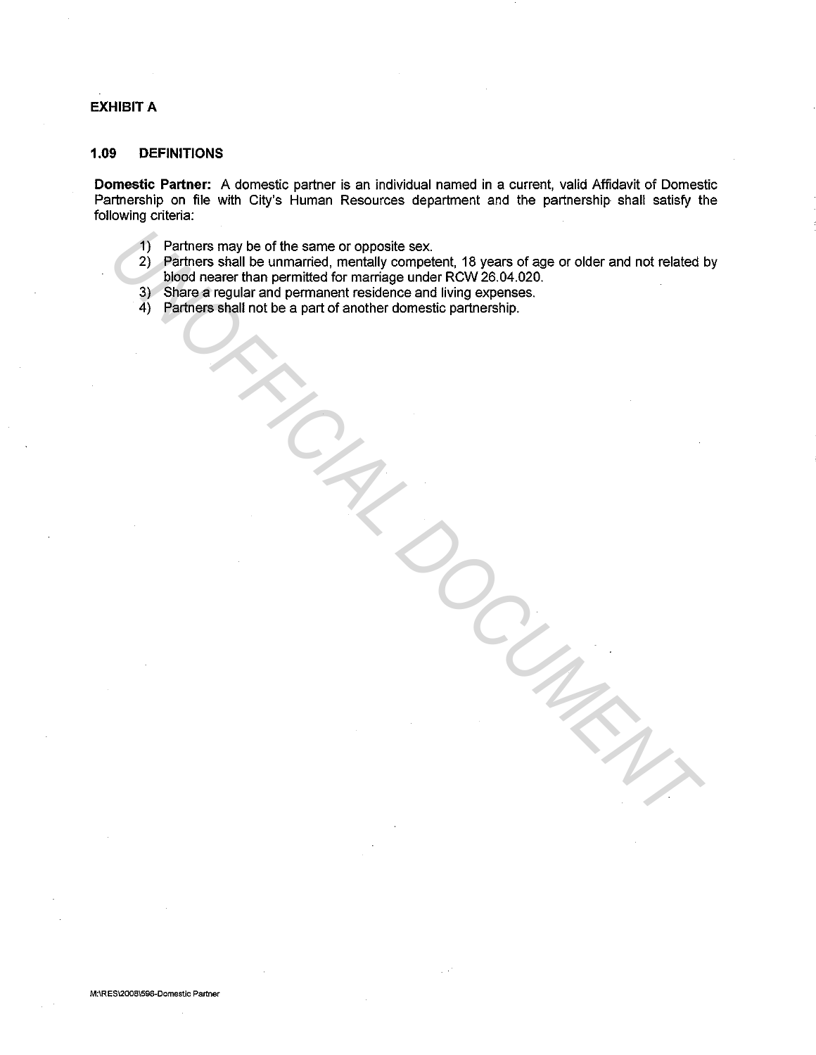## EXHIBIT A

### 1.09 DEFINITIONS

**Domestic Partner:** A domestic partner is an individual named in a current, valid Affidavit of Domestic Partnership on file with City's Human Resources department and the partnership shall satisfy the following criteria:

1) Partners may be of the same or opposite sex.
2) Partners shall be unmarried, mentally competent, 18 years of age or older and not related by blood nearer than permitted for marriage under RCW 26.04.020.
3) Share a regular and permanent residence and living expenses.
4) Partners shall not be a part of another domestic partnership.

M:\RES\2008\598-Domestic Partner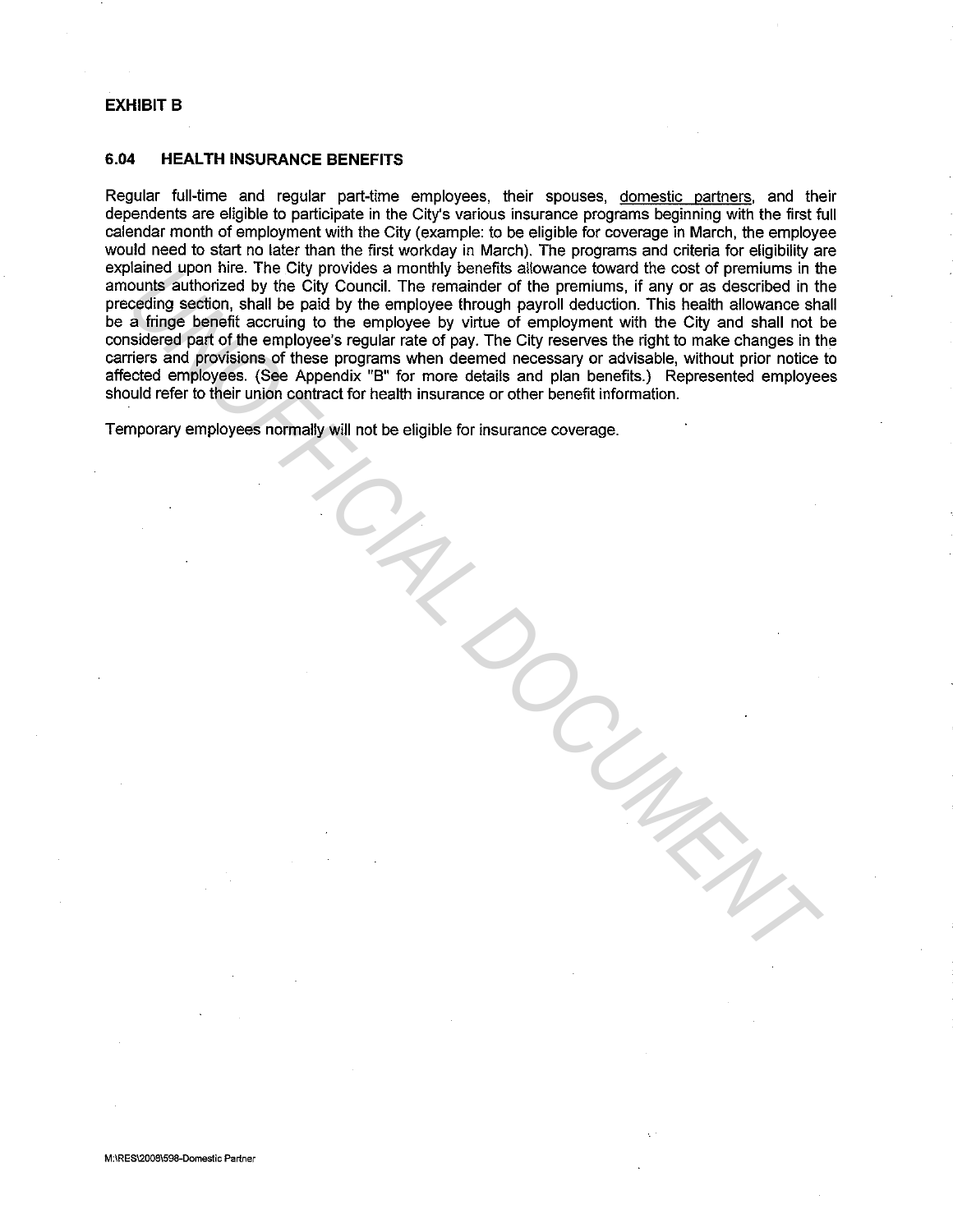**EXHIBIT B**

### 6.04 HEALTH INSURANCE BENEFITS

Regular full-time and regular part-time employees, their spouses, domestic partners, and their dependents are eligible to participate in the City's various insurance programs beginning with the first full calendar month of employment with the City (example: to be eligible for coverage in March, the employee would need to start no later than the first workday in March). The programs and criteria for eligibility are explained upon hire. The City provides a monthly benefits allowance toward the cost of premiums in the amounts authorized by the City Council. The remainder of the premiums, if any or as described in the preceding section, shall be paid by the employee through payroll deduction. This health allowance shall be a fringe benefit accruing to the employee by virtue of employment with the City and shall not be considered part of the employee's regular rate of pay. The City reserves the right to make changes in the carriers and provisions of these programs when deemed necessary or advisable, without prior notice to affected employees. (See Appendix "B" for more details and plan benefits.) Represented employees should refer to their union contract for health insurance or other benefit information.

Temporary employees normally will not be eligible for insurance coverage.

M:\RES\2008\598-Domestic Partner